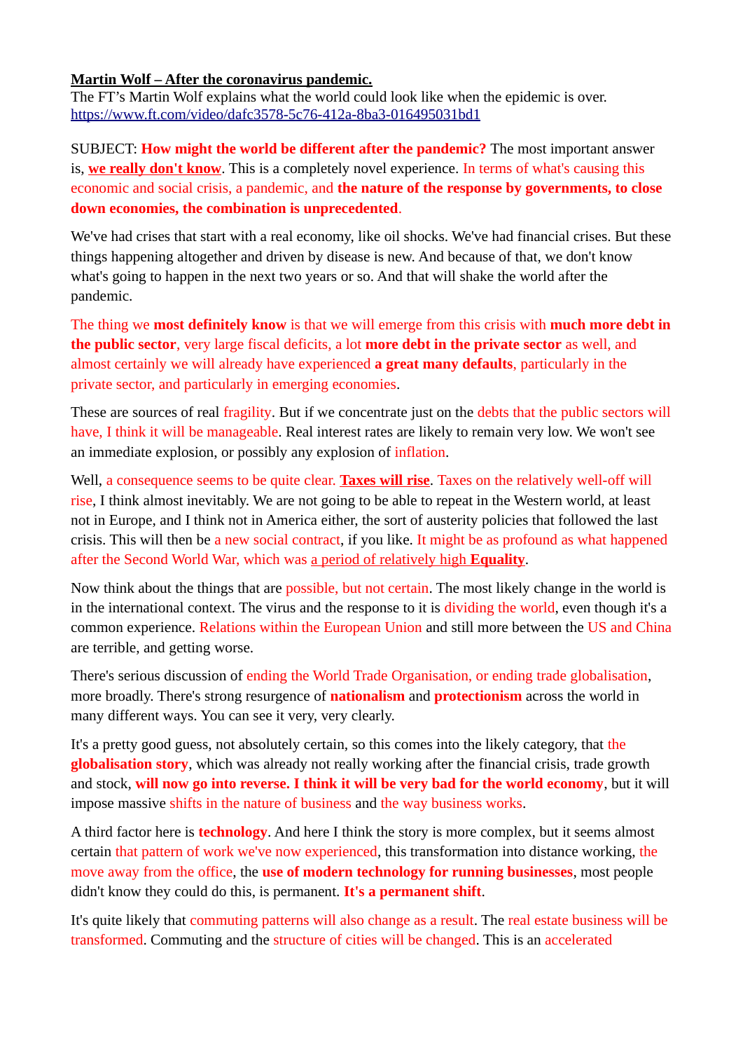**Martin Wolf – After the coronavirus pandemic.**
The FT's Martin Wolf explains what the world could look like when the epidemic is over.
https://www.ft.com/video/dafc3578-5c76-412a-8ba3-016495031bd1

SUBJECT: **How might the world be different after the pandemic?** The most important answer is, **we really don't know**. This is a completely novel experience. In terms of what's causing this economic and social crisis, a pandemic, and **the nature of the response by governments, to close down economies, the combination is unprecedented**.

We've had crises that start with a real economy, like oil shocks. We've had financial crises. But these things happening altogether and driven by disease is new. And because of that, we don't know what's going to happen in the next two years or so. And that will shake the world after the pandemic.

The thing we **most definitely know** is that we will emerge from this crisis with **much more debt in the public sector**, very large fiscal deficits, a lot **more debt in the private sector** as well, and almost certainly we will already have experienced **a great many defaults**, particularly in the private sector, and particularly in emerging economies.

These are sources of real fragility. But if we concentrate just on the debts that the public sectors will have, I think it will be manageable. Real interest rates are likely to remain very low. We won't see an immediate explosion, or possibly any explosion of inflation.

Well, a consequence seems to be quite clear. **Taxes will rise**. Taxes on the relatively well-off will rise, I think almost inevitably. We are not going to be able to repeat in the Western world, at least not in Europe, and I think not in America either, the sort of austerity policies that followed the last crisis. This will then be a new social contract, if you like. It might be as profound as what happened after the Second World War, which was a period of relatively high **Equality**.

Now think about the things that are possible, but not certain. The most likely change in the world is in the international context. The virus and the response to it is dividing the world, even though it's a common experience. Relations within the European Union and still more between the US and China are terrible, and getting worse.

There's serious discussion of ending the World Trade Organisation, or ending trade globalisation, more broadly. There's strong resurgence of **nationalism** and **protectionism** across the world in many different ways. You can see it very, very clearly.

It's a pretty good guess, not absolutely certain, so this comes into the likely category, that the **globalisation story**, which was already not really working after the financial crisis, trade growth and stock, **will now go into reverse. I think it will be very bad for the world economy**, but it will impose massive shifts in the nature of business and the way business works.

A third factor here is **technology**. And here I think the story is more complex, but it seems almost certain that pattern of work we've now experienced, this transformation into distance working, the move away from the office, the **use of modern technology for running businesses**, most people didn't know they could do this, is permanent. **It's a permanent shift**.

It's quite likely that commuting patterns will also change as a result. The real estate business will be transformed. Commuting and the structure of cities will be changed. This is an accelerated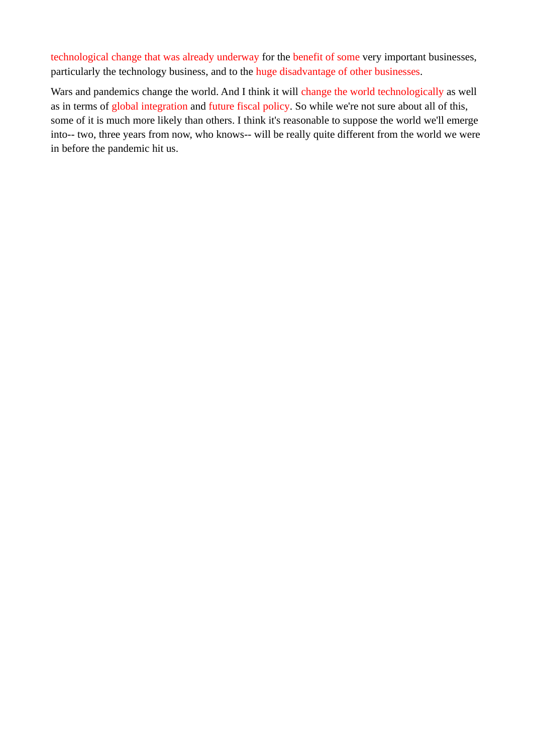technological change that was already underway for the benefit of some very important businesses, particularly the technology business, and to the huge disadvantage of other businesses.

Wars and pandemics change the world. And I think it will change the world technologically as well as in terms of global integration and future fiscal policy. So while we're not sure about all of this, some of it is much more likely than others. I think it's reasonable to suppose the world we'll emerge into-- two, three years from now, who knows-- will be really quite different from the world we were in before the pandemic hit us.